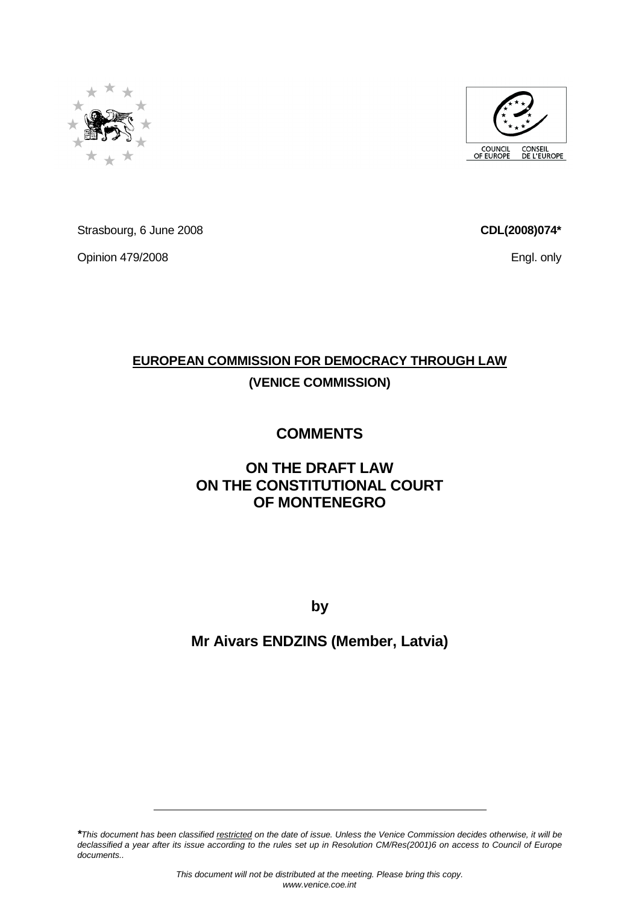Strasbourg, 6 June 2008

Opinion 479/2008

**CDL(2008)074***

Engl. only

**EUROPEAN COMMISSION FOR DEMOCRACY THROUGH LAW**

**(VENICE COMMISSION)**

# COMMENTS

# ON THE DRAFT LAW ON THE CONSTITUTIONAL COURT OF MONTENEGRO

**by**

## Mr Aivars ENDZINS (Member, Latvia)

---

***This document has been classified** *restricted* *on the date of issue. Unless the Venice Commission decides otherwise, it will be declassified a year after its issue according to the rules set up in Resolution CM/Res(2001)6 on access to Council of Europe documents..*

*This document will not be distributed at the meeting. Please bring this copy.*
*www.venice.coe.int*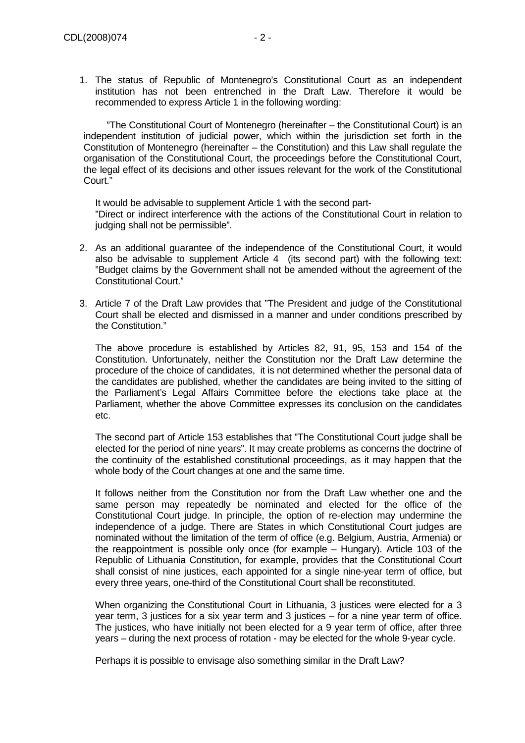1. The status of Republic of Montenegro's Constitutional Court as an independent institution has not been entrenched in the Draft Law. Therefore it would be recommended to express Article 1 in the following wording:

   "The Constitutional Court of Montenegro (hereinafter – the Constitutional Court) is an independent institution of judicial power, which within the jurisdiction set forth in the Constitution of Montenegro (hereinafter – the Constitution) and this Law shall regulate the organisation of the Constitutional Court, the proceedings before the Constitutional Court, the legal effect of its decisions and other issues relevant for the work of the Constitutional Court."

   It would be advisable to supplement Article 1 with the second part-
   "Direct or indirect interference with the actions of the Constitutional Court in relation to judging shall not be permissible".

2. As an additional guarantee of the independence of the Constitutional Court, it would also be advisable to supplement Article 4 (its second part) with the following text: "Budget claims by the Government shall not be amended without the agreement of the Constitutional Court."

3. Article 7 of the Draft Law provides that "The President and judge of the Constitutional Court shall be elected and dismissed in a manner and under conditions prescribed by the Constitution."

   The above procedure is established by Articles 82, 91, 95, 153 and 154 of the Constitution. Unfortunately, neither the Constitution nor the Draft Law determine the procedure of the choice of candidates, it is not determined whether the personal data of the candidates are published, whether the candidates are being invited to the sitting of the Parliament's Legal Affairs Committee before the elections take place at the Parliament, whether the above Committee expresses its conclusion on the candidates etc.

   The second part of Article 153 establishes that "The Constitutional Court judge shall be elected for the period of nine years". It may create problems as concerns the doctrine of the continuity of the established constitutional proceedings, as it may happen that the whole body of the Court changes at one and the same time.

   It follows neither from the Constitution nor from the Draft Law whether one and the same person may repeatedly be nominated and elected for the office of the Constitutional Court judge. In principle, the option of re-election may undermine the independence of a judge. There are States in which Constitutional Court judges are nominated without the limitation of the term of office (e.g. Belgium, Austria, Armenia) or the reappointment is possible only once (for example – Hungary). Article 103 of the Republic of Lithuania Constitution, for example, provides that the Constitutional Court shall consist of nine justices, each appointed for a single nine-year term of office, but every three years, one-third of the Constitutional Court shall be reconstituted.

   When organizing the Constitutional Court in Lithuania, 3 justices were elected for a 3 year term, 3 justices for a six year term and 3 justices – for a nine year term of office. The justices, who have initially not been elected for a 9 year term of office, after three years – during the next process of rotation - may be elected for the whole 9-year cycle.

   Perhaps it is possible to envisage also something similar in the Draft Law?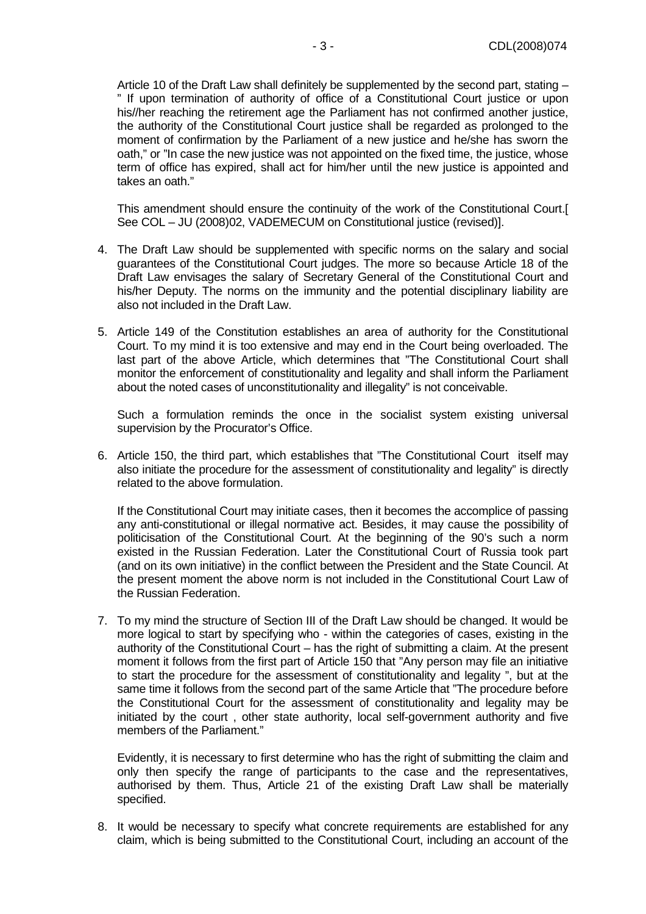Article 10 of the Draft Law shall definitely be supplemented by the second part, stating – " If upon termination of authority of office of a Constitutional Court justice or upon his//her reaching the retirement age the Parliament has not confirmed another justice, the authority of the Constitutional Court justice shall be regarded as prolonged to the moment of confirmation by the Parliament of a new justice and he/she has sworn the oath," or "In case the new justice was not appointed on the fixed time, the justice, whose term of office has expired, shall act for him/her until the new justice is appointed and takes an oath."

This amendment should ensure the continuity of the work of the Constitutional Court.[ See COL – JU (2008)02, VADEMECUM on Constitutional justice (revised)].

4. The Draft Law should be supplemented with specific norms on the salary and social guarantees of the Constitutional Court judges. The more so because Article 18 of the Draft Law envisages the salary of Secretary General of the Constitutional Court and his/her Deputy. The norms on the immunity and the potential disciplinary liability are also not included in the Draft Law.

5. Article 149 of the Constitution establishes an area of authority for the Constitutional Court. To my mind it is too extensive and may end in the Court being overloaded. The last part of the above Article, which determines that "The Constitutional Court shall monitor the enforcement of constitutionality and legality and shall inform the Parliament about the noted cases of unconstitutionality and illegality" is not conceivable.

   Such a formulation reminds the once in the socialist system existing universal supervision by the Procurator's Office.

6. Article 150, the third part, which establishes that "The Constitutional Court itself may also initiate the procedure for the assessment of constitutionality and legality" is directly related to the above formulation.

   If the Constitutional Court may initiate cases, then it becomes the accomplice of passing any anti-constitutional or illegal normative act. Besides, it may cause the possibility of politicisation of the Constitutional Court. At the beginning of the 90's such a norm existed in the Russian Federation. Later the Constitutional Court of Russia took part (and on its own initiative) in the conflict between the President and the State Council. At the present moment the above norm is not included in the Constitutional Court Law of the Russian Federation.

7. To my mind the structure of Section III of the Draft Law should be changed. It would be more logical to start by specifying who - within the categories of cases, existing in the authority of the Constitutional Court – has the right of submitting a claim. At the present moment it follows from the first part of Article 150 that "Any person may file an initiative to start the procedure for the assessment of constitutionality and legality ", but at the same time it follows from the second part of the same Article that "The procedure before the Constitutional Court for the assessment of constitutionality and legality may be initiated by the court , other state authority, local self-government authority and five members of the Parliament."

   Evidently, it is necessary to first determine who has the right of submitting the claim and only then specify the range of participants to the case and the representatives, authorised by them. Thus, Article 21 of the existing Draft Law shall be materially specified.

8. It would be necessary to specify what concrete requirements are established for any claim, which is being submitted to the Constitutional Court, including an account of the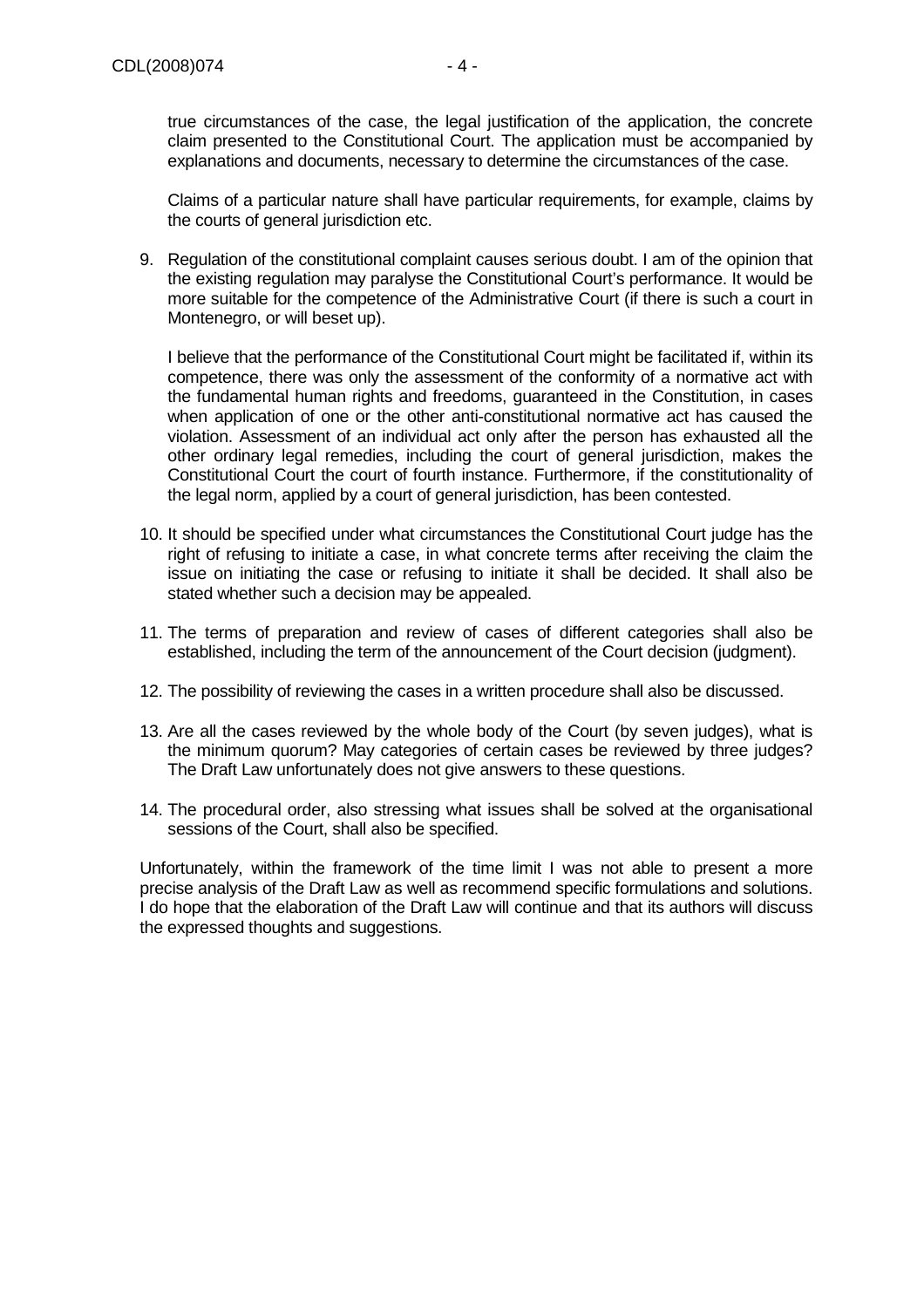true circumstances of the case, the legal justification of the application, the concrete claim presented to the Constitutional Court. The application must be accompanied by explanations and documents, necessary to determine the circumstances of the case.

Claims of a particular nature shall have particular requirements, for example, claims by the courts of general jurisdiction etc.

9. Regulation of the constitutional complaint causes serious doubt. I am of the opinion that the existing regulation may paralyse the Constitutional Court's performance. It would be more suitable for the competence of the Administrative Court (if there is such a court in Montenegro, or will beset up).

   I believe that the performance of the Constitutional Court might be facilitated if, within its competence, there was only the assessment of the conformity of a normative act with the fundamental human rights and freedoms, guaranteed in the Constitution, in cases when application of one or the other anti-constitutional normative act has caused the violation. Assessment of an individual act only after the person has exhausted all the other ordinary legal remedies, including the court of general jurisdiction, makes the Constitutional Court the court of fourth instance. Furthermore, if the constitutionality of the legal norm, applied by a court of general jurisdiction, has been contested.

10. It should be specified under what circumstances the Constitutional Court judge has the right of refusing to initiate a case, in what concrete terms after receiving the claim the issue on initiating the case or refusing to initiate it shall be decided. It shall also be stated whether such a decision may be appealed.

11. The terms of preparation and review of cases of different categories shall also be established, including the term of the announcement of the Court decision (judgment).

12. The possibility of reviewing the cases in a written procedure shall also be discussed.

13. Are all the cases reviewed by the whole body of the Court (by seven judges), what is the minimum quorum? May categories of certain cases be reviewed by three judges? The Draft Law unfortunately does not give answers to these questions.

14. The procedural order, also stressing what issues shall be solved at the organisational sessions of the Court, shall also be specified.

Unfortunately, within the framework of the time limit I was not able to present a more precise analysis of the Draft Law as well as recommend specific formulations and solutions. I do hope that the elaboration of the Draft Law will continue and that its authors will discuss the expressed thoughts and suggestions.